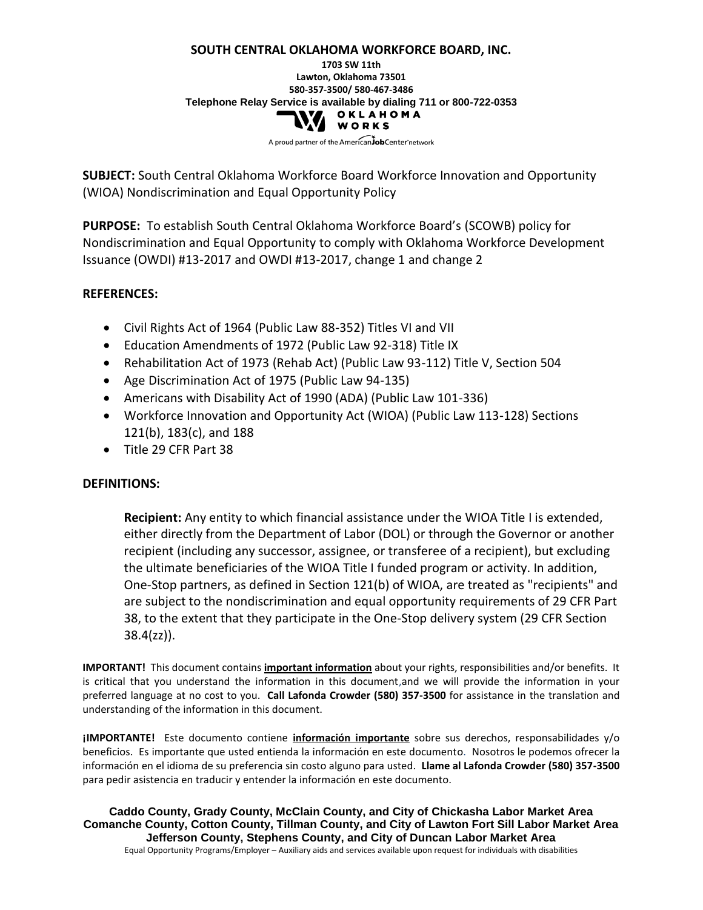**SOUTH CENTRAL OKLAHOMA WORKFORCE BOARD, INC.**

**1703 SW 11th**
**Lawton, Oklahoma 73501**
**580-357-3500/ 580-467-3486**
**Telephone Relay Service is available by dialing 711 or 800-722-0353**

OKLAHOMA WORKS

A proud partner of the AmericanJobCenter network

**SUBJECT:** South Central Oklahoma Workforce Board Workforce Innovation and Opportunity (WIOA) Nondiscrimination and Equal Opportunity Policy

**PURPOSE:** To establish South Central Oklahoma Workforce Board's (SCOWB) policy for Nondiscrimination and Equal Opportunity to comply with Oklahoma Workforce Development Issuance (OWDI) #13-2017 and OWDI #13-2017, change 1 and change 2

**REFERENCES:**

- Civil Rights Act of 1964 (Public Law 88-352) Titles VI and VII
- Education Amendments of 1972 (Public Law 92-318) Title IX
- Rehabilitation Act of 1973 (Rehab Act) (Public Law 93-112) Title V, Section 504
- Age Discrimination Act of 1975 (Public Law 94-135)
- Americans with Disability Act of 1990 (ADA) (Public Law 101-336)
- Workforce Innovation and Opportunity Act (WIOA) (Public Law 113-128) Sections 121(b), 183(c), and 188
- Title 29 CFR Part 38

**DEFINITIONS:**

**Recipient:** Any entity to which financial assistance under the WIOA Title I is extended, either directly from the Department of Labor (DOL) or through the Governor or another recipient (including any successor, assignee, or transferee of a recipient), but excluding the ultimate beneficiaries of the WIOA Title I funded program or activity. In addition, One-Stop partners, as defined in Section 121(b) of WIOA, are treated as "recipients" and are subject to the nondiscrimination and equal opportunity requirements of 29 CFR Part 38, to the extent that they participate in the One-Stop delivery system (29 CFR Section 38.4(zz)).

**IMPORTANT!** This document contains **important information** about your rights, responsibilities and/or benefits. It is critical that you understand the information in this document, and we will provide the information in your preferred language at no cost to you. **Call Lafonda Crowder (580) 357-3500** for assistance in the translation and understanding of the information in this document.

**¡IMPORTANTE!** Este documento contiene **información importante** sobre sus derechos, responsabilidades y/o beneficios. Es importante que usted entienda la información en este documento. Nosotros le podemos ofrecer la información en el idioma de su preferencia sin costo alguno para usted. **Llame al Lafonda Crowder (580) 357-3500** para pedir asistencia en traducir y entender la información en este documento.

**Caddo County, Grady County, McClain County, and City of Chickasha Labor Market Area**
**Comanche County, Cotton County, Tillman County, and City of Lawton Fort Sill Labor Market Area**
**Jefferson County, Stephens County, and City of Duncan Labor Market Area**

Equal Opportunity Programs/Employer – Auxiliary aids and services available upon request for individuals with disabilities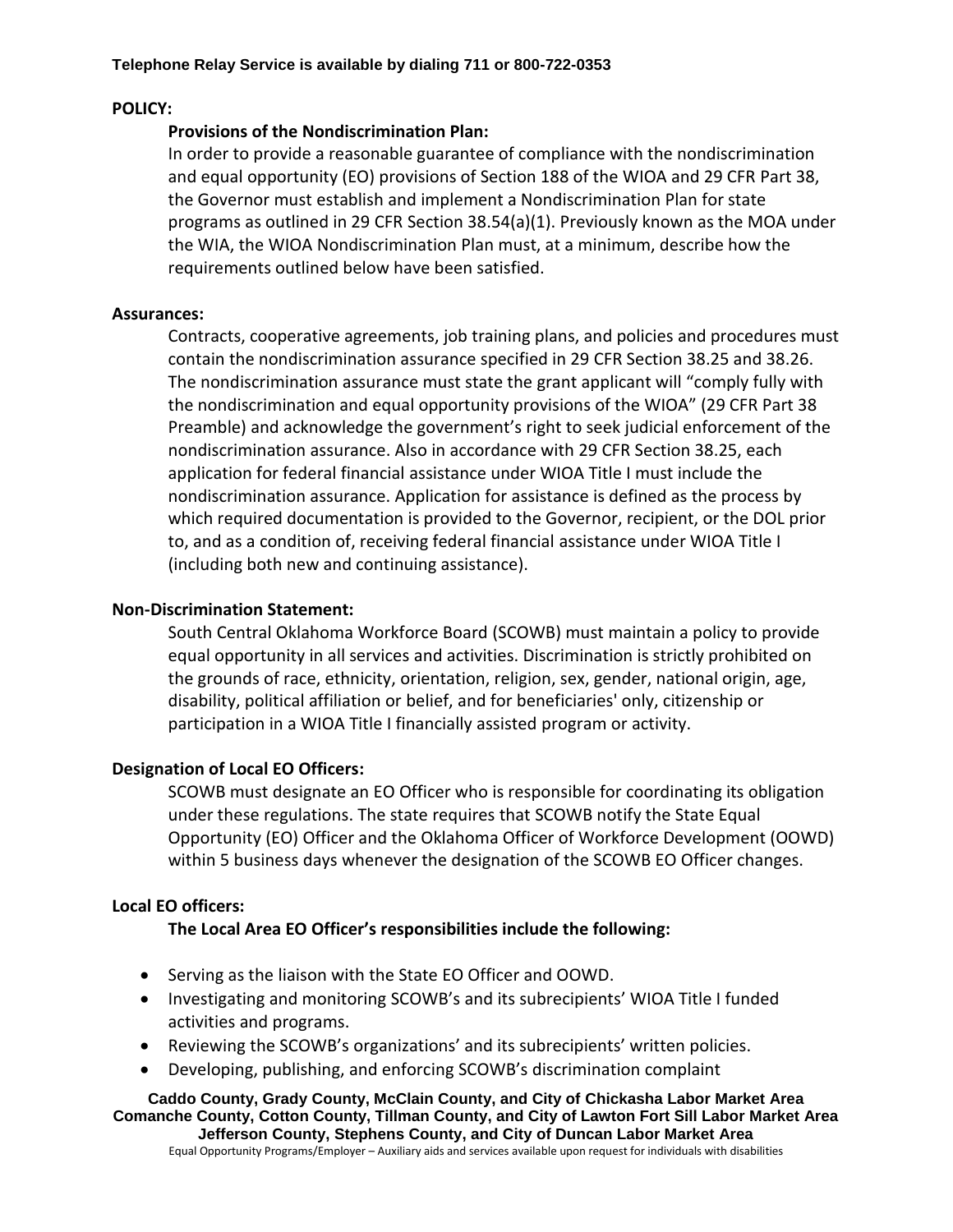**POLICY:**

**Provisions of the Nondiscrimination Plan:**

In order to provide a reasonable guarantee of compliance with the nondiscrimination and equal opportunity (EO) provisions of Section 188 of the WIOA and 29 CFR Part 38, the Governor must establish and implement a Nondiscrimination Plan for state programs as outlined in 29 CFR Section 38.54(a)(1). Previously known as the MOA under the WIA, the WIOA Nondiscrimination Plan must, at a minimum, describe how the requirements outlined below have been satisfied.

**Assurances:**

Contracts, cooperative agreements, job training plans, and policies and procedures must contain the nondiscrimination assurance specified in 29 CFR Section 38.25 and 38.26. The nondiscrimination assurance must state the grant applicant will "comply fully with the nondiscrimination and equal opportunity provisions of the WIOA" (29 CFR Part 38 Preamble) and acknowledge the government's right to seek judicial enforcement of the nondiscrimination assurance. Also in accordance with 29 CFR Section 38.25, each application for federal financial assistance under WIOA Title I must include the nondiscrimination assurance. Application for assistance is defined as the process by which required documentation is provided to the Governor, recipient, or the DOL prior to, and as a condition of, receiving federal financial assistance under WIOA Title I (including both new and continuing assistance).

**Non-Discrimination Statement:**

South Central Oklahoma Workforce Board (SCOWB) must maintain a policy to provide equal opportunity in all services and activities. Discrimination is strictly prohibited on the grounds of race, ethnicity, orientation, religion, sex, gender, national origin, age, disability, political affiliation or belief, and for beneficiaries' only, citizenship or participation in a WIOA Title I financially assisted program or activity.

**Designation of Local EO Officers:**

SCOWB must designate an EO Officer who is responsible for coordinating its obligation under these regulations. The state requires that SCOWB notify the State Equal Opportunity (EO) Officer and the Oklahoma Officer of Workforce Development (OOWD) within 5 business days whenever the designation of the SCOWB EO Officer changes.

**Local EO officers:**

**The Local Area EO Officer's responsibilities include the following:**

- Serving as the liaison with the State EO Officer and OOWD.
- Investigating and monitoring SCOWB's and its subrecipients' WIOA Title I funded activities and programs.
- Reviewing the SCOWB's organizations' and its subrecipients' written policies.
- Developing, publishing, and enforcing SCOWB's discrimination complaint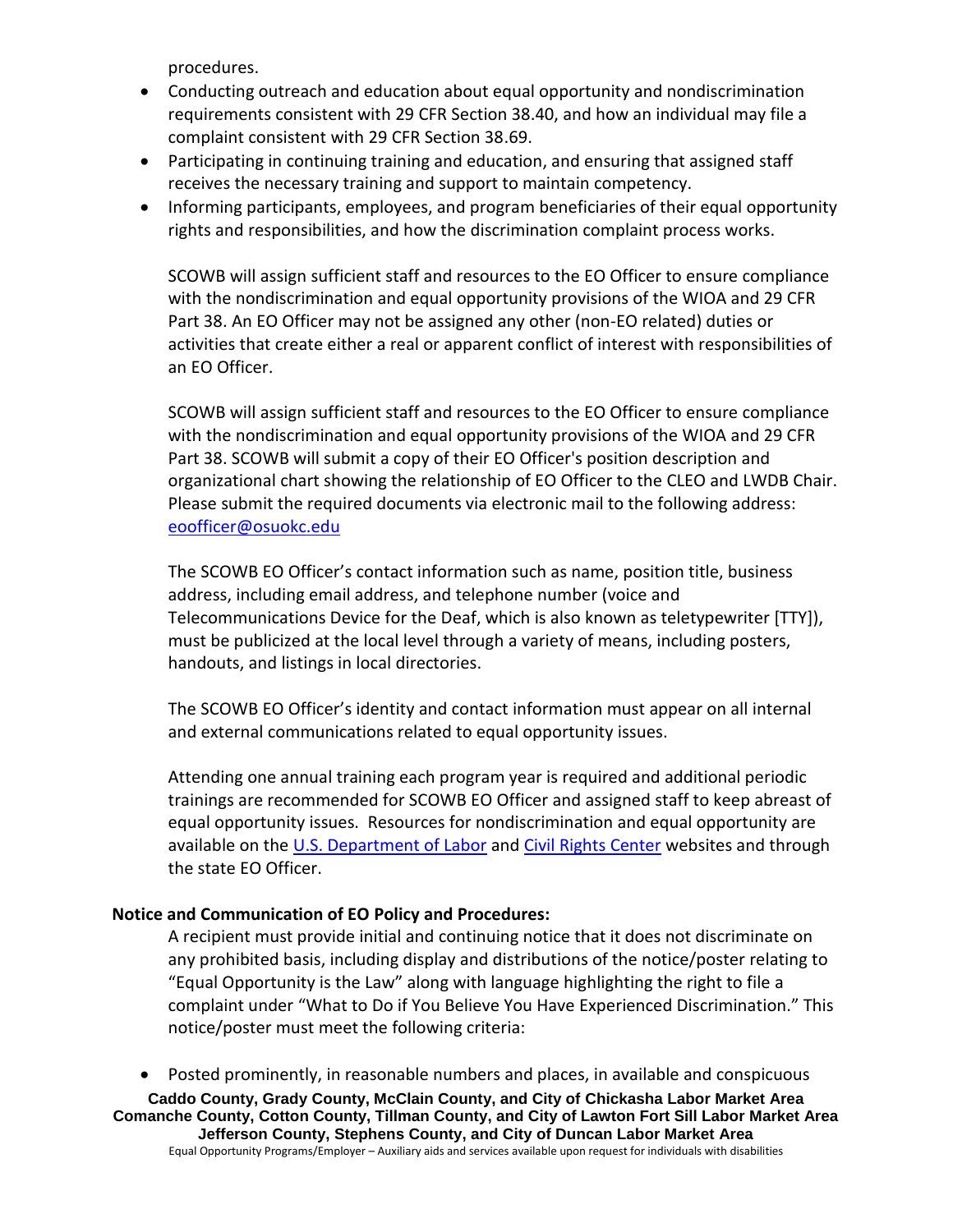procedures.

- Conducting outreach and education about equal opportunity and nondiscrimination requirements consistent with 29 CFR Section 38.40, and how an individual may file a complaint consistent with 29 CFR Section 38.69.
- Participating in continuing training and education, and ensuring that assigned staff receives the necessary training and support to maintain competency.
- Informing participants, employees, and program beneficiaries of their equal opportunity rights and responsibilities, and how the discrimination complaint process works.

SCOWB will assign sufficient staff and resources to the EO Officer to ensure compliance with the nondiscrimination and equal opportunity provisions of the WIOA and 29 CFR Part 38. An EO Officer may not be assigned any other (non-EO related) duties or activities that create either a real or apparent conflict of interest with responsibilities of an EO Officer.

SCOWB will assign sufficient staff and resources to the EO Officer to ensure compliance with the nondiscrimination and equal opportunity provisions of the WIOA and 29 CFR Part 38. SCOWB will submit a copy of their EO Officer's position description and organizational chart showing the relationship of EO Officer to the CLEO and LWDB Chair. Please submit the required documents via electronic mail to the following address: eoofficer@osuokc.edu

The SCOWB EO Officer's contact information such as name, position title, business address, including email address, and telephone number (voice and Telecommunications Device for the Deaf, which is also known as teletypewriter [TTY]), must be publicized at the local level through a variety of means, including posters, handouts, and listings in local directories.

The SCOWB EO Officer's identity and contact information must appear on all internal and external communications related to equal opportunity issues.

Attending one annual training each program year is required and additional periodic trainings are recommended for SCOWB EO Officer and assigned staff to keep abreast of equal opportunity issues. Resources for nondiscrimination and equal opportunity are available on the U.S. Department of Labor and Civil Rights Center websites and through the state EO Officer.

**Notice and Communication of EO Policy and Procedures:**

A recipient must provide initial and continuing notice that it does not discriminate on any prohibited basis, including display and distributions of the notice/poster relating to "Equal Opportunity is the Law" along with language highlighting the right to file a complaint under "What to Do if You Believe You Have Experienced Discrimination." This notice/poster must meet the following criteria:

- Posted prominently, in reasonable numbers and places, in available and conspicuous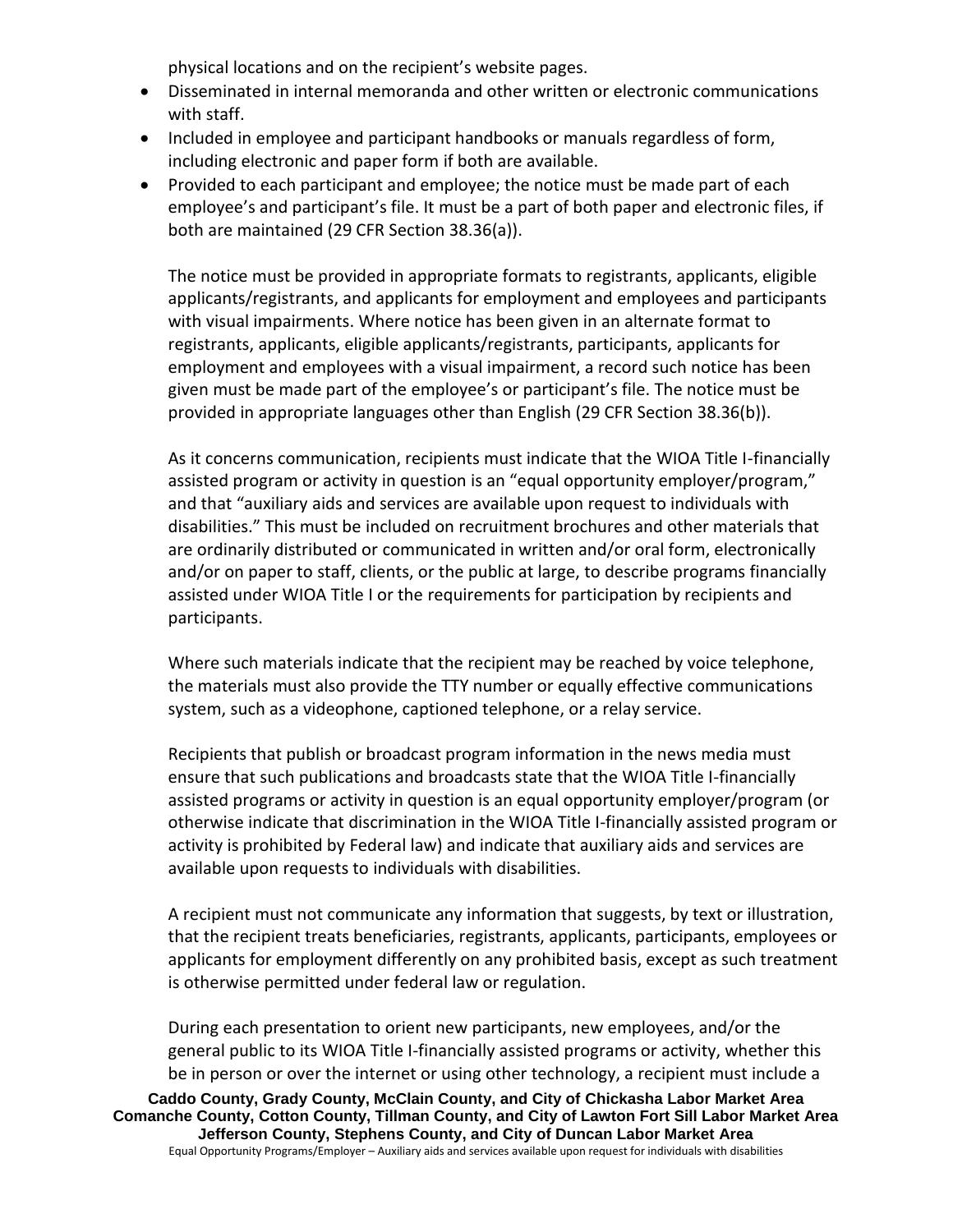physical locations and on the recipient's website pages.

- Disseminated in internal memoranda and other written or electronic communications with staff.
- Included in employee and participant handbooks or manuals regardless of form, including electronic and paper form if both are available.
- Provided to each participant and employee; the notice must be made part of each employee's and participant's file. It must be a part of both paper and electronic files, if both are maintained (29 CFR Section 38.36(a)).

  The notice must be provided in appropriate formats to registrants, applicants, eligible applicants/registrants, and applicants for employment and employees and participants with visual impairments. Where notice has been given in an alternate format to registrants, applicants, eligible applicants/registrants, participants, applicants for employment and employees with a visual impairment, a record such notice has been given must be made part of the employee's or participant's file. The notice must be provided in appropriate languages other than English (29 CFR Section 38.36(b)).

  As it concerns communication, recipients must indicate that the WIOA Title I-financially assisted program or activity in question is an "equal opportunity employer/program," and that "auxiliary aids and services are available upon request to individuals with disabilities." This must be included on recruitment brochures and other materials that are ordinarily distributed or communicated in written and/or oral form, electronically and/or on paper to staff, clients, or the public at large, to describe programs financially assisted under WIOA Title I or the requirements for participation by recipients and participants.

  Where such materials indicate that the recipient may be reached by voice telephone, the materials must also provide the TTY number or equally effective communications system, such as a videophone, captioned telephone, or a relay service.

  Recipients that publish or broadcast program information in the news media must ensure that such publications and broadcasts state that the WIOA Title I-financially assisted programs or activity in question is an equal opportunity employer/program (or otherwise indicate that discrimination in the WIOA Title I-financially assisted program or activity is prohibited by Federal law) and indicate that auxiliary aids and services are available upon requests to individuals with disabilities.

  A recipient must not communicate any information that suggests, by text or illustration, that the recipient treats beneficiaries, registrants, applicants, participants, employees or applicants for employment differently on any prohibited basis, except as such treatment is otherwise permitted under federal law or regulation.

  During each presentation to orient new participants, new employees, and/or the general public to its WIOA Title I-financially assisted programs or activity, whether this be in person or over the internet or using other technology, a recipient must include a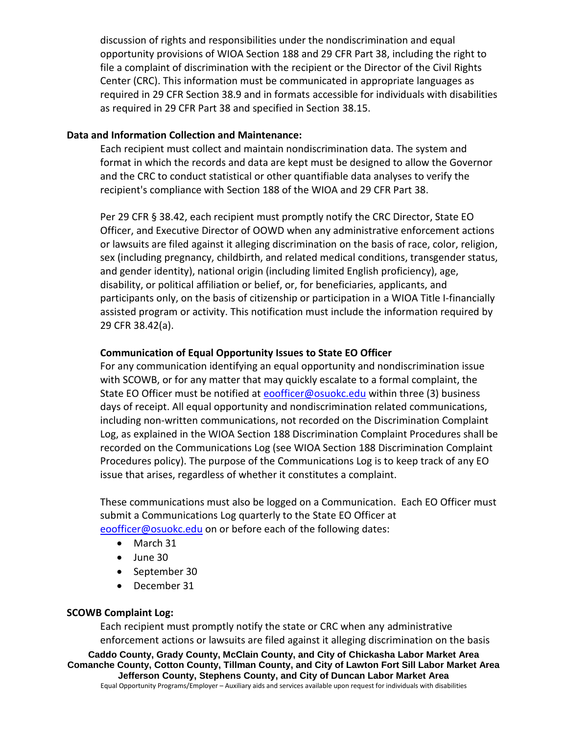discussion of rights and responsibilities under the nondiscrimination and equal opportunity provisions of WIOA Section 188 and 29 CFR Part 38, including the right to file a complaint of discrimination with the recipient or the Director of the Civil Rights Center (CRC). This information must be communicated in appropriate languages as required in 29 CFR Section 38.9 and in formats accessible for individuals with disabilities as required in 29 CFR Part 38 and specified in Section 38.15.

**Data and Information Collection and Maintenance:**

Each recipient must collect and maintain nondiscrimination data. The system and format in which the records and data are kept must be designed to allow the Governor and the CRC to conduct statistical or other quantifiable data analyses to verify the recipient's compliance with Section 188 of the WIOA and 29 CFR Part 38.

Per 29 CFR § 38.42, each recipient must promptly notify the CRC Director, State EO Officer, and Executive Director of OOWD when any administrative enforcement actions or lawsuits are filed against it alleging discrimination on the basis of race, color, religion, sex (including pregnancy, childbirth, and related medical conditions, transgender status, and gender identity), national origin (including limited English proficiency), age, disability, or political affiliation or belief, or, for beneficiaries, applicants, and participants only, on the basis of citizenship or participation in a WIOA Title I-financially assisted program or activity. This notification must include the information required by 29 CFR 38.42(a).

**Communication of Equal Opportunity Issues to State EO Officer**

For any communication identifying an equal opportunity and nondiscrimination issue with SCOWB, or for any matter that may quickly escalate to a formal complaint, the State EO Officer must be notified at eoofficer@osuokc.edu within three (3) business days of receipt. All equal opportunity and nondiscrimination related communications, including non-written communications, not recorded on the Discrimination Complaint Log, as explained in the WIOA Section 188 Discrimination Complaint Procedures shall be recorded on the Communications Log (see WIOA Section 188 Discrimination Complaint Procedures policy). The purpose of the Communications Log is to keep track of any EO issue that arises, regardless of whether it constitutes a complaint.

These communications must also be logged on a Communication. Each EO Officer must submit a Communications Log quarterly to the State EO Officer at eoofficer@osuokc.edu on or before each of the following dates:

- March 31
- June 30
- September 30
- December 31

**SCOWB Complaint Log:**

Each recipient must promptly notify the state or CRC when any administrative enforcement actions or lawsuits are filed against it alleging discrimination on the basis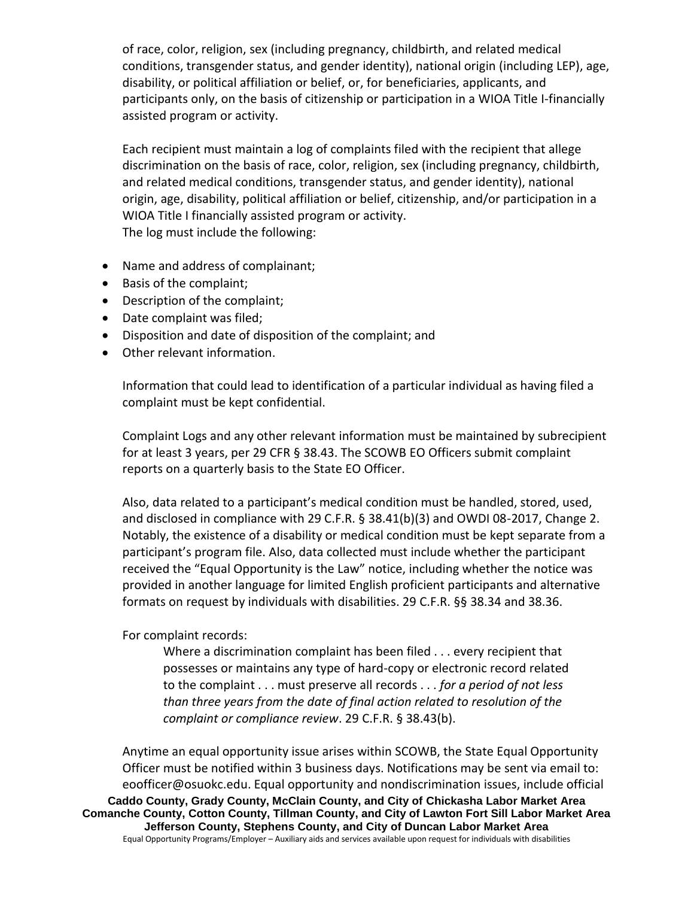of race, color, religion, sex (including pregnancy, childbirth, and related medical conditions, transgender status, and gender identity), national origin (including LEP), age, disability, or political affiliation or belief, or, for beneficiaries, applicants, and participants only, on the basis of citizenship or participation in a WIOA Title I-financially assisted program or activity.

Each recipient must maintain a log of complaints filed with the recipient that allege discrimination on the basis of race, color, religion, sex (including pregnancy, childbirth, and related medical conditions, transgender status, and gender identity), national origin, age, disability, political affiliation or belief, citizenship, and/or participation in a WIOA Title I financially assisted program or activity.
The log must include the following:

- Name and address of complainant;
- Basis of the complaint;
- Description of the complaint;
- Date complaint was filed;
- Disposition and date of disposition of the complaint; and
- Other relevant information.

Information that could lead to identification of a particular individual as having filed a complaint must be kept confidential.

Complaint Logs and any other relevant information must be maintained by subrecipient for at least 3 years, per 29 CFR § 38.43. The SCOWB EO Officers submit complaint reports on a quarterly basis to the State EO Officer.

Also, data related to a participant's medical condition must be handled, stored, used, and disclosed in compliance with 29 C.F.R. § 38.41(b)(3) and OWDI 08-2017, Change 2. Notably, the existence of a disability or medical condition must be kept separate from a participant's program file. Also, data collected must include whether the participant received the "Equal Opportunity is the Law" notice, including whether the notice was provided in another language for limited English proficient participants and alternative formats on request by individuals with disabilities. 29 C.F.R. §§ 38.34 and 38.36.

For complaint records:

> Where a discrimination complaint has been filed . . . every recipient that possesses or maintains any type of hard-copy or electronic record related to the complaint . . . must preserve all records . . . *for a period of not less than three years from the date of final action related to resolution of the complaint or compliance review*. 29 C.F.R. § 38.43(b).

Anytime an equal opportunity issue arises within SCOWB, the State Equal Opportunity Officer must be notified within 3 business days. Notifications may be sent via email to: eoofficer@osuokc.edu. Equal opportunity and nondiscrimination issues, include official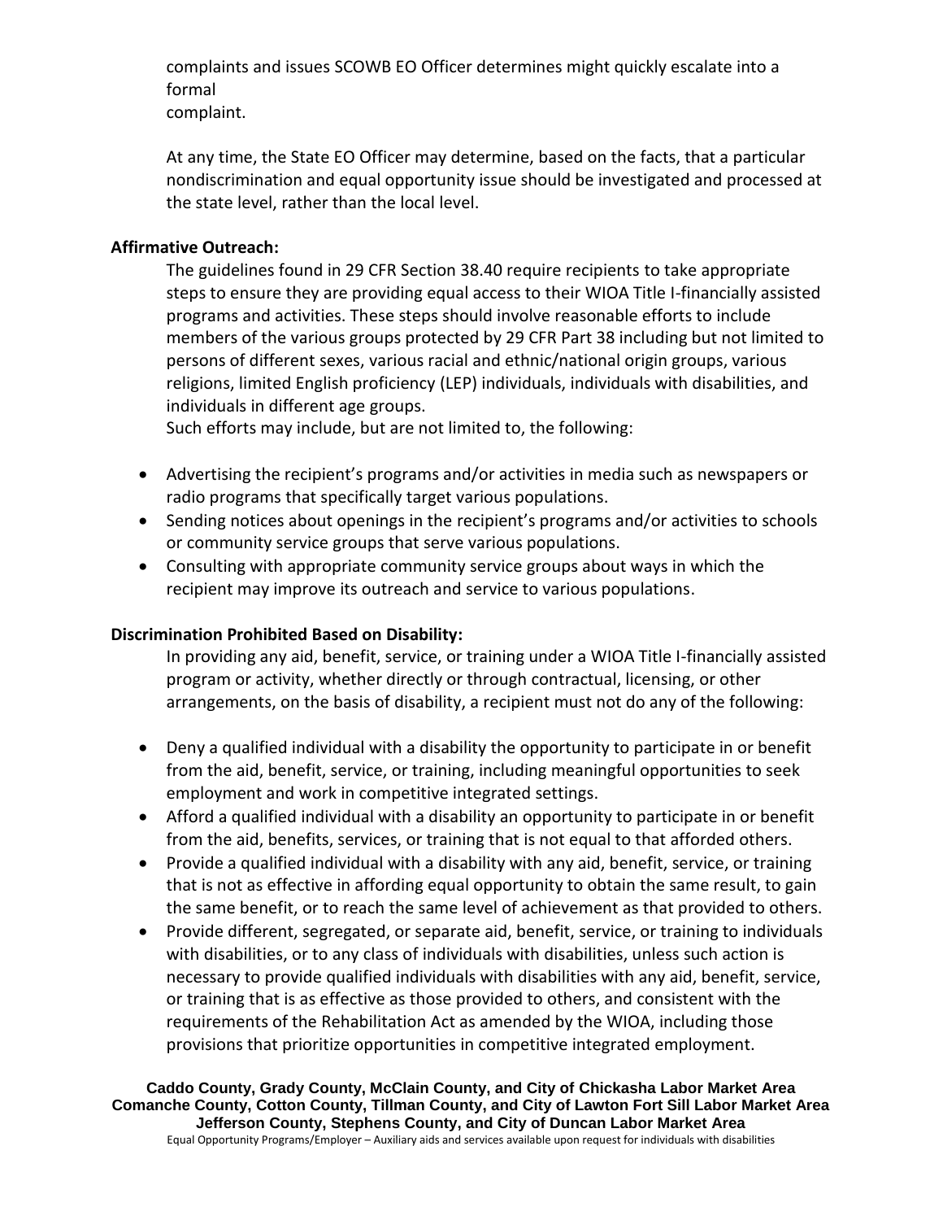complaints and issues SCOWB EO Officer determines might quickly escalate into a formal complaint.

At any time, the State EO Officer may determine, based on the facts, that a particular nondiscrimination and equal opportunity issue should be investigated and processed at the state level, rather than the local level.

**Affirmative Outreach:**

The guidelines found in 29 CFR Section 38.40 require recipients to take appropriate steps to ensure they are providing equal access to their WIOA Title I-financially assisted programs and activities. These steps should involve reasonable efforts to include members of the various groups protected by 29 CFR Part 38 including but not limited to persons of different sexes, various racial and ethnic/national origin groups, various religions, limited English proficiency (LEP) individuals, individuals with disabilities, and individuals in different age groups.

Such efforts may include, but are not limited to, the following:

- Advertising the recipient's programs and/or activities in media such as newspapers or radio programs that specifically target various populations.
- Sending notices about openings in the recipient's programs and/or activities to schools or community service groups that serve various populations.
- Consulting with appropriate community service groups about ways in which the recipient may improve its outreach and service to various populations.

**Discrimination Prohibited Based on Disability:**

In providing any aid, benefit, service, or training under a WIOA Title I-financially assisted program or activity, whether directly or through contractual, licensing, or other arrangements, on the basis of disability, a recipient must not do any of the following:

- Deny a qualified individual with a disability the opportunity to participate in or benefit from the aid, benefit, service, or training, including meaningful opportunities to seek employment and work in competitive integrated settings.
- Afford a qualified individual with a disability an opportunity to participate in or benefit from the aid, benefits, services, or training that is not equal to that afforded others.
- Provide a qualified individual with a disability with any aid, benefit, service, or training that is not as effective in affording equal opportunity to obtain the same result, to gain the same benefit, or to reach the same level of achievement as that provided to others.
- Provide different, segregated, or separate aid, benefit, service, or training to individuals with disabilities, or to any class of individuals with disabilities, unless such action is necessary to provide qualified individuals with disabilities with any aid, benefit, service, or training that is as effective as those provided to others, and consistent with the requirements of the Rehabilitation Act as amended by the WIOA, including those provisions that prioritize opportunities in competitive integrated employment.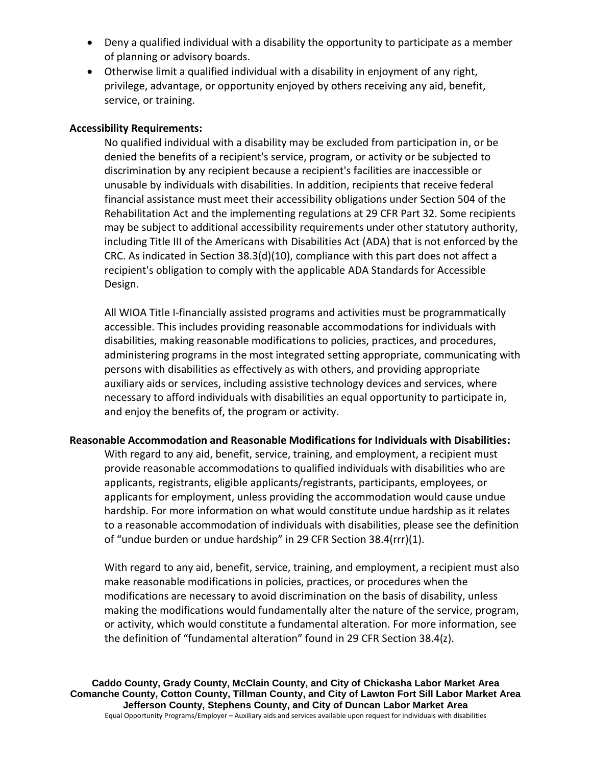- Deny a qualified individual with a disability the opportunity to participate as a member of planning or advisory boards.
- Otherwise limit a qualified individual with a disability in enjoyment of any right, privilege, advantage, or opportunity enjoyed by others receiving any aid, benefit, service, or training.

**Accessibility Requirements:**

No qualified individual with a disability may be excluded from participation in, or be denied the benefits of a recipient's service, program, or activity or be subjected to discrimination by any recipient because a recipient's facilities are inaccessible or unusable by individuals with disabilities. In addition, recipients that receive federal financial assistance must meet their accessibility obligations under Section 504 of the Rehabilitation Act and the implementing regulations at 29 CFR Part 32. Some recipients may be subject to additional accessibility requirements under other statutory authority, including Title III of the Americans with Disabilities Act (ADA) that is not enforced by the CRC. As indicated in Section 38.3(d)(10), compliance with this part does not affect a recipient's obligation to comply with the applicable ADA Standards for Accessible Design.

All WIOA Title I-financially assisted programs and activities must be programmatically accessible. This includes providing reasonable accommodations for individuals with disabilities, making reasonable modifications to policies, practices, and procedures, administering programs in the most integrated setting appropriate, communicating with persons with disabilities as effectively as with others, and providing appropriate auxiliary aids or services, including assistive technology devices and services, where necessary to afford individuals with disabilities an equal opportunity to participate in, and enjoy the benefits of, the program or activity.

**Reasonable Accommodation and Reasonable Modifications for Individuals with Disabilities:**

With regard to any aid, benefit, service, training, and employment, a recipient must provide reasonable accommodations to qualified individuals with disabilities who are applicants, registrants, eligible applicants/registrants, participants, employees, or applicants for employment, unless providing the accommodation would cause undue hardship. For more information on what would constitute undue hardship as it relates to a reasonable accommodation of individuals with disabilities, please see the definition of "undue burden or undue hardship" in 29 CFR Section 38.4(rrr)(1).

With regard to any aid, benefit, service, training, and employment, a recipient must also make reasonable modifications in policies, practices, or procedures when the modifications are necessary to avoid discrimination on the basis of disability, unless making the modifications would fundamentally alter the nature of the service, program, or activity, which would constitute a fundamental alteration. For more information, see the definition of "fundamental alteration" found in 29 CFR Section 38.4(z).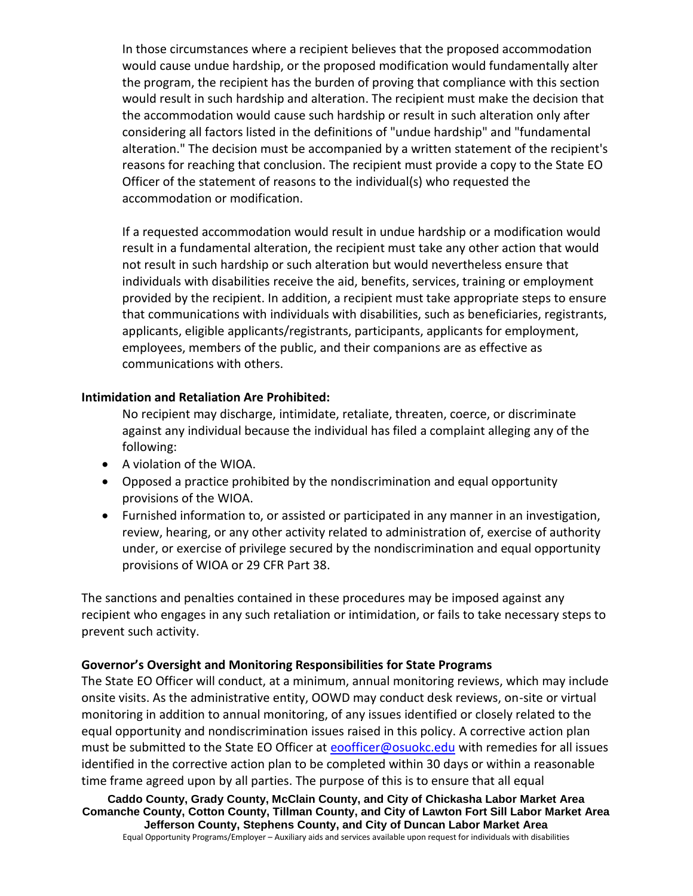In those circumstances where a recipient believes that the proposed accommodation would cause undue hardship, or the proposed modification would fundamentally alter the program, the recipient has the burden of proving that compliance with this section would result in such hardship and alteration. The recipient must make the decision that the accommodation would cause such hardship or result in such alteration only after considering all factors listed in the definitions of "undue hardship" and "fundamental alteration." The decision must be accompanied by a written statement of the recipient's reasons for reaching that conclusion. The recipient must provide a copy to the State EO Officer of the statement of reasons to the individual(s) who requested the accommodation or modification.

If a requested accommodation would result in undue hardship or a modification would result in a fundamental alteration, the recipient must take any other action that would not result in such hardship or such alteration but would nevertheless ensure that individuals with disabilities receive the aid, benefits, services, training or employment provided by the recipient. In addition, a recipient must take appropriate steps to ensure that communications with individuals with disabilities, such as beneficiaries, registrants, applicants, eligible applicants/registrants, participants, applicants for employment, employees, members of the public, and their companions are as effective as communications with others.

**Intimidation and Retaliation Are Prohibited:**

No recipient may discharge, intimidate, retaliate, threaten, coerce, or discriminate against any individual because the individual has filed a complaint alleging any of the following:

- A violation of the WIOA.
- Opposed a practice prohibited by the nondiscrimination and equal opportunity provisions of the WIOA.
- Furnished information to, or assisted or participated in any manner in an investigation, review, hearing, or any other activity related to administration of, exercise of authority under, or exercise of privilege secured by the nondiscrimination and equal opportunity provisions of WIOA or 29 CFR Part 38.

The sanctions and penalties contained in these procedures may be imposed against any recipient who engages in any such retaliation or intimidation, or fails to take necessary steps to prevent such activity.

**Governor's Oversight and Monitoring Responsibilities for State Programs**

The State EO Officer will conduct, at a minimum, annual monitoring reviews, which may include onsite visits. As the administrative entity, OOWD may conduct desk reviews, on-site or virtual monitoring in addition to annual monitoring, of any issues identified or closely related to the equal opportunity and nondiscrimination issues raised in this policy. A corrective action plan must be submitted to the State EO Officer at eoofficer@osuokc.edu with remedies for all issues identified in the corrective action plan to be completed within 30 days or within a reasonable time frame agreed upon by all parties. The purpose of this is to ensure that all equal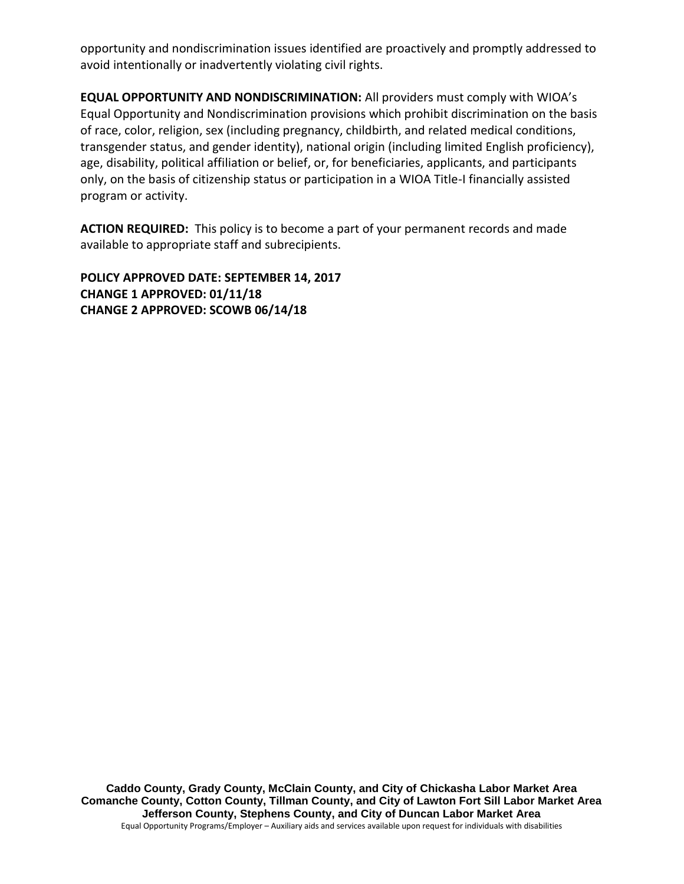opportunity and nondiscrimination issues identified are proactively and promptly addressed to avoid intentionally or inadvertently violating civil rights.

**EQUAL OPPORTUNITY AND NONDISCRIMINATION:** All providers must comply with WIOA's Equal Opportunity and Nondiscrimination provisions which prohibit discrimination on the basis of race, color, religion, sex (including pregnancy, childbirth, and related medical conditions, transgender status, and gender identity), national origin (including limited English proficiency), age, disability, political affiliation or belief, or, for beneficiaries, applicants, and participants only, on the basis of citizenship status or participation in a WIOA Title-I financially assisted program or activity.

**ACTION REQUIRED:** This policy is to become a part of your permanent records and made available to appropriate staff and subrecipients.

**POLICY APPROVED DATE: SEPTEMBER 14, 2017**
**CHANGE 1 APPROVED: 01/11/18**
**CHANGE 2 APPROVED: SCOWB 06/14/18**